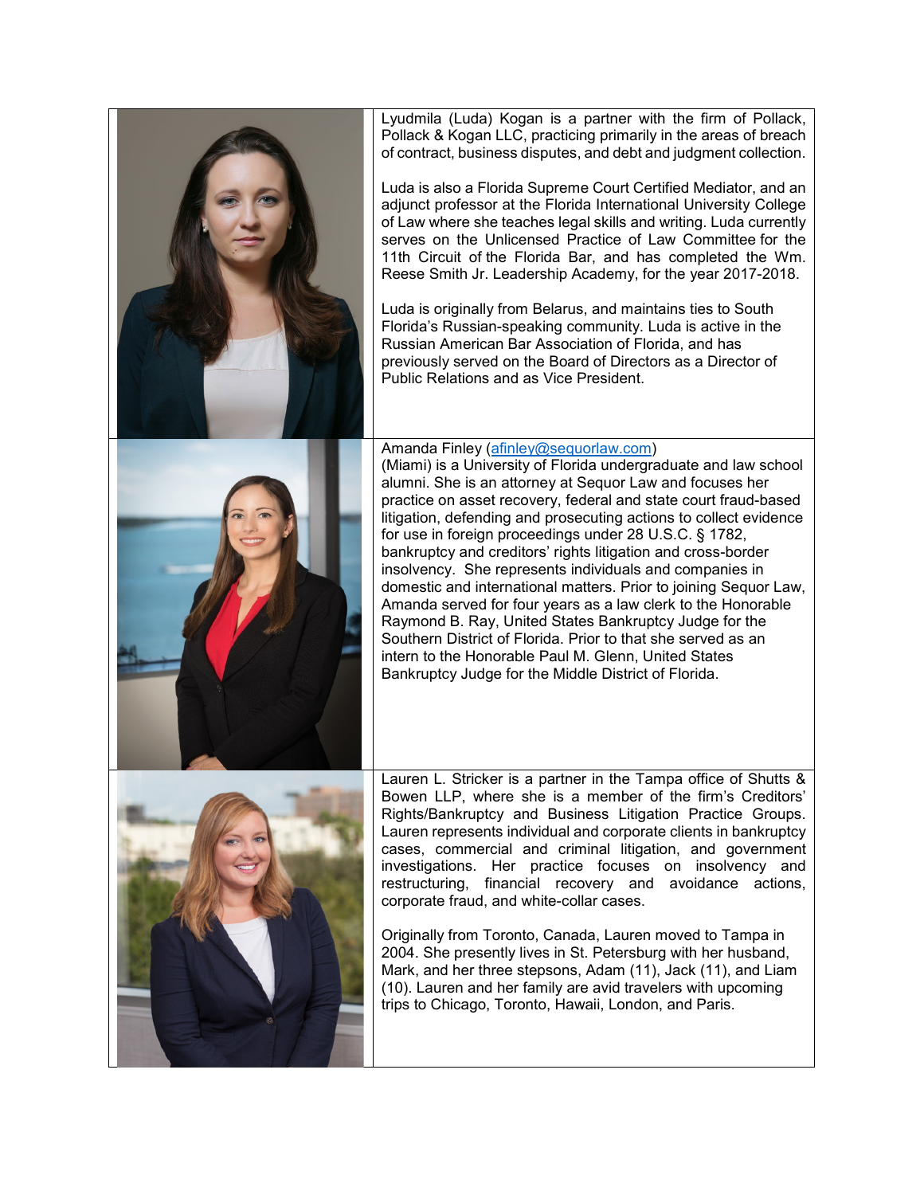Lyudmila (Luda) Kogan is a partner with the firm of Pollack, Pollack & Kogan LLC, practicing primarily in the areas of breach of contract, business disputes, and debt and judgment collection.

Luda is also a Florida Supreme Court Certified Mediator, and an adjunct professor at the Florida International University College of Law where she teaches legal skills and writing. Luda currently serves on the Unlicensed Practice of Law Committee for the 11th Circuit of the Florida Bar, and has completed the Wm. Reese Smith Jr. Leadership Academy, for the year 2017-2018.

Luda is originally from Belarus, and maintains ties to South Florida's Russian-speaking community. Luda is active in the Russian American Bar Association of Florida, and has previously served on the Board of Directors as a Director of Public Relations and as Vice President.

Amanda Finley (afinley@sequorlaw.com) (Miami) is a University of Florida undergraduate and law school alumni. She is an attorney at Sequor Law and focuses her practice on asset recovery, federal and state court fraud-based litigation, defending and prosecuting actions to collect evidence for use in foreign proceedings under 28 U.S.C. § 1782, bankruptcy and creditors' rights litigation and cross-border insolvency. She represents individuals and companies in domestic and international matters. Prior to joining Sequor Law, Amanda served for four years as a law clerk to the Honorable Raymond B. Ray, United States Bankruptcy Judge for the Southern District of Florida. Prior to that she served as an intern to the Honorable Paul M. Glenn, United States Bankruptcy Judge for the Middle District of Florida.

Lauren L. Stricker is a partner in the Tampa office of Shutts & Bowen LLP, where she is a member of the firm's Creditors' Rights/Bankruptcy and Business Litigation Practice Groups. Lauren represents individual and corporate clients in bankruptcy cases, commercial and criminal litigation, and government investigations. Her practice focuses on insolvency and restructuring, financial recovery and avoidance actions, corporate fraud, and white-collar cases.

Originally from Toronto, Canada, Lauren moved to Tampa in 2004. She presently lives in St. Petersburg with her husband, Mark, and her three stepsons, Adam (11), Jack (11), and Liam (10). Lauren and her family are avid travelers with upcoming trips to Chicago, Toronto, Hawaii, London, and Paris.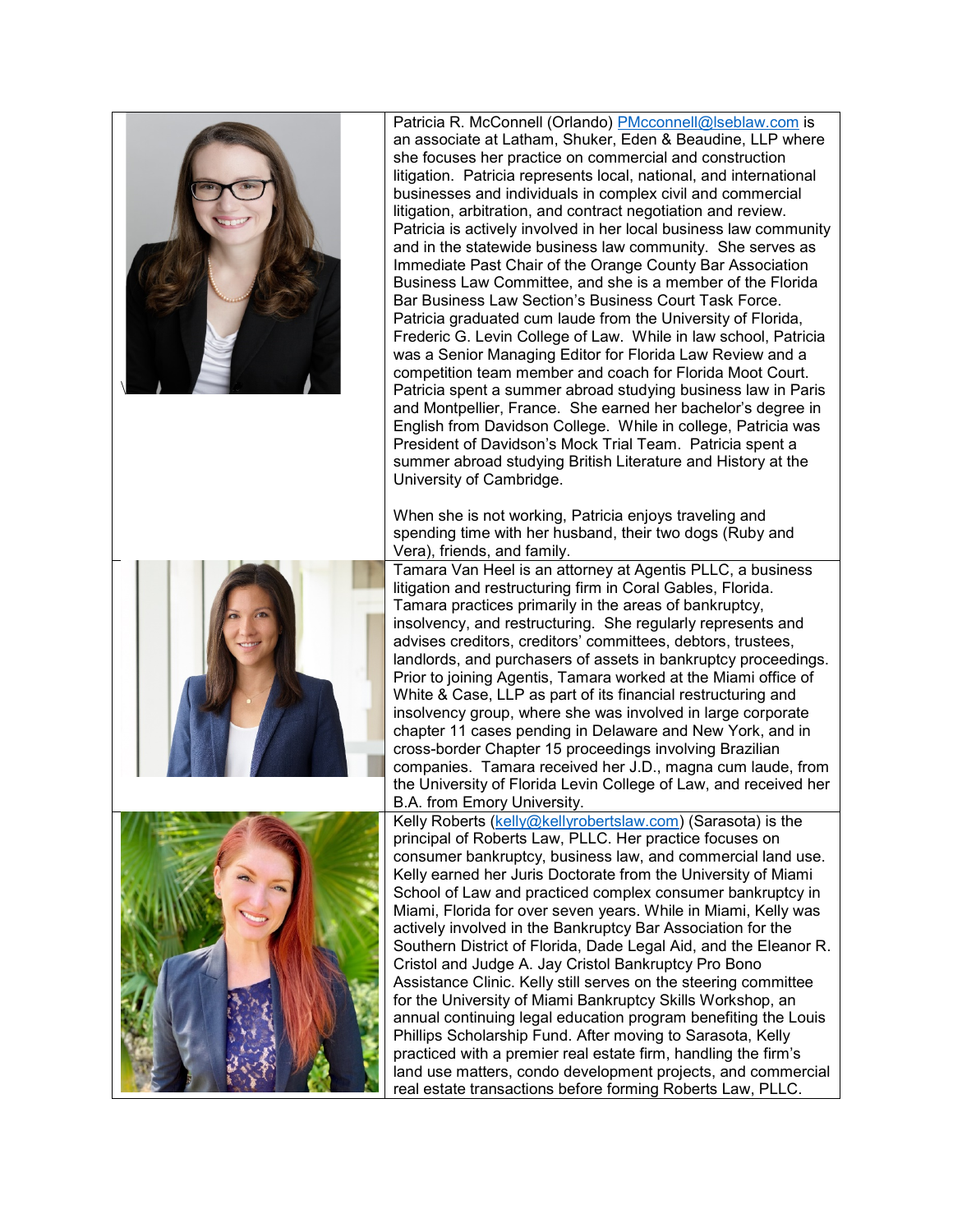Patricia R. McConnell (Orlando) PMcconnell@lseblaw.com is an associate at Latham, Shuker, Eden & Beaudine, LLP where she focuses her practice on commercial and construction litigation. Patricia represents local, national, and international businesses and individuals in complex civil and commercial litigation, arbitration, and contract negotiation and review. Patricia is actively involved in her local business law community and in the statewide business law community. She serves as Immediate Past Chair of the Orange County Bar Association Business Law Committee, and she is a member of the Florida Bar Business Law Section's Business Court Task Force. Patricia graduated cum laude from the University of Florida, Frederic G. Levin College of Law. While in law school, Patricia was a Senior Managing Editor for Florida Law Review and a competition team member and coach for Florida Moot Court. Patricia spent a summer abroad studying business law in Paris and Montpellier, France. She earned her bachelor's degree in English from Davidson College. While in college, Patricia was President of Davidson's Mock Trial Team. Patricia spent a summer abroad studying British Literature and History at the University of Cambridge.

When she is not working, Patricia enjoys traveling and spending time with her husband, their two dogs (Ruby and Vera), friends, and family.

Tamara Van Heel is an attorney at Agentis PLLC, a business litigation and restructuring firm in Coral Gables, Florida. Tamara practices primarily in the areas of bankruptcy, insolvency, and restructuring. She regularly represents and advises creditors, creditors' committees, debtors, trustees, landlords, and purchasers of assets in bankruptcy proceedings. Prior to joining Agentis, Tamara worked at the Miami office of White & Case, LLP as part of its financial restructuring and insolvency group, where she was involved in large corporate chapter 11 cases pending in Delaware and New York, and in cross-border Chapter 15 proceedings involving Brazilian companies. Tamara received her J.D., magna cum laude, from the University of Florida Levin College of Law, and received her B.A. from Emory University.

Kelly Roberts (kelly@kellyrobertslaw.com) (Sarasota) is the principal of Roberts Law, PLLC. Her practice focuses on consumer bankruptcy, business law, and commercial land use. Kelly earned her Juris Doctorate from the University of Miami School of Law and practiced complex consumer bankruptcy in Miami, Florida for over seven years. While in Miami, Kelly was actively involved in the Bankruptcy Bar Association for the Southern District of Florida, Dade Legal Aid, and the Eleanor R. Cristol and Judge A. Jay Cristol Bankruptcy Pro Bono Assistance Clinic. Kelly still serves on the steering committee for the University of Miami Bankruptcy Skills Workshop, an annual continuing legal education program benefiting the Louis Phillips Scholarship Fund. After moving to Sarasota, Kelly practiced with a premier real estate firm, handling the firm's land use matters, condo development projects, and commercial real estate transactions before forming Roberts Law, PLLC.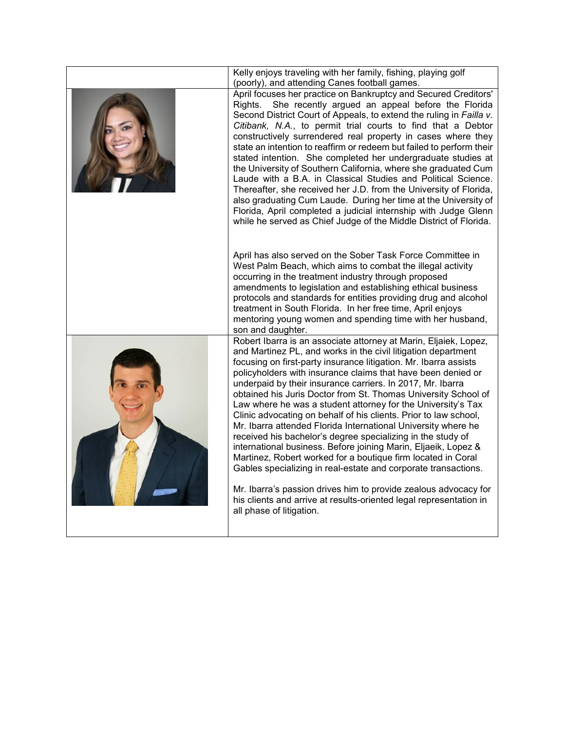| | |
|---|---|
| | Kelly enjoys traveling with her family, fishing, playing golf (poorly), and attending Canes football games. |
| | April focuses her practice on Bankruptcy and Secured Creditors' Rights. She recently argued an appeal before the Florida Second District Court of Appeals, to extend the ruling in *Failla v. Citibank, N.A.*, to permit trial courts to find that a Debtor constructively surrendered real property in cases where they state an intention to reaffirm or redeem but failed to perform their stated intention. She completed her undergraduate studies at the University of Southern California, where she graduated Cum Laude with a B.A. in Classical Studies and Political Science. Thereafter, she received her J.D. from the University of Florida, also graduating Cum Laude. During her time at the University of Florida, April completed a judicial internship with Judge Glenn while he served as Chief Judge of the Middle District of Florida.<br><br>April has also served on the Sober Task Force Committee in West Palm Beach, which aims to combat the illegal activity occurring in the treatment industry through proposed amendments to legislation and establishing ethical business protocols and standards for entities providing drug and alcohol treatment in South Florida. In her free time, April enjoys mentoring young women and spending time with her husband, son and daughter. |
| | Robert Ibarra is an associate attorney at Marin, Eljaiek, Lopez, and Martinez PL, and works in the civil litigation department focusing on first-party insurance litigation. Mr. Ibarra assists policyholders with insurance claims that have been denied or underpaid by their insurance carriers. In 2017, Mr. Ibarra obtained his Juris Doctor from St. Thomas University School of Law where he was a student attorney for the University's Tax Clinic advocating on behalf of his clients. Prior to law school, Mr. Ibarra attended Florida International University where he received his bachelor's degree specializing in the study of international business. Before joining Marin, Eljaeik, Lopez & Martinez, Robert worked for a boutique firm located in Coral Gables specializing in real-estate and corporate transactions.<br><br>Mr. Ibarra's passion drives him to provide zealous advocacy for his clients and arrive at results-oriented legal representation in all phase of litigation. |